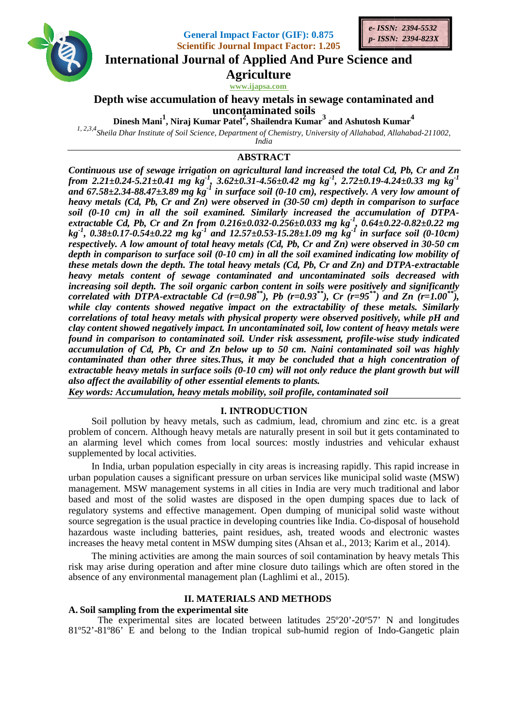General Impact Factor (GIF): 0.875
Scientific Journal Impact Factor: 1.205

e- ISSN: 2394-5532
p- ISSN: 2394-823X

# International Journal of Applied And Pure Science and Agriculture

www.ijapsa.com

## Depth wise accumulation of heavy metals in sewage contaminated and uncontaminated soils

**Dinesh Mani[1], Niraj Kumar Patel[2], Shailendra Kumar[3] and Ashutosh Kumar[4]**

*[1, 2,3,4] Sheila Dhar Institute of Soil Science, Department of Chemistry, University of Allahabad, Allahabad-211002, India*

## ABSTRACT

***Continuous use of sewage irrigation on agricultural land increased the total Cd, Pb, Cr and Zn from 2.21±0.24-5.21±0.41 mg kg$^{-1}$, 3.62±0.31-4.56±0.42 mg kg$^{-1}$, 2.72±0.19-4.24±0.33 mg kg$^{-1}$ and 67.58±2.34-88.47±3.89 mg kg$^{-1}$ in surface soil (0-10 cm), respectively. A very low amount of heavy metals (Cd, Pb, Cr and Zn) were observed in (30-50 cm) depth in comparison to surface soil (0-10 cm) in all the soil examined. Similarly increased the accumulation of DTPA-extractable Cd, Pb, Cr and Zn from 0.216±0.032-0.256±0.033 mg kg$^{-1}$, 0.64±0.22-0.82±0.22 mg kg$^{-1}$, 0.38±0.17-0.54±0.22 mg kg$^{-1}$ and 12.57±0.53-15.28±1.09 mg kg$^{-1}$ in surface soil (0-10cm) respectively. A low amount of total heavy metals (Cd, Pb, Cr and Zn) were observed in 30-50 cm depth in comparison to surface soil (0-10 cm) in all the soil examined indicating low mobility of these metals down the depth. The total heavy metals (Cd, Pb, Cr and Zn) and DTPA-extractable heavy metals content of sewage contaminated and uncontaminated soils decreased with increasing soil depth. The soil organic carbon content in soils were positively and significantly correlated with DTPA-extractable Cd (r=0.98$^{**}$), Pb (r=0.93$^{**}$), Cr (r=95$^{**}$) and Zn (r=1.00$^{**}$), while clay contents showed negative impact on the extractability of these metals. Similarly correlations of total heavy metals with physical property were observed positively, while pH and clay content showed negatively impact. In uncontaminated soil, low content of heavy metals were found in comparison to contaminated soil. Under risk assessment, profile-wise study indicated accumulation of Cd, Pb, Cr and Zn below up to 50 cm. Naini contaminated soil was highly contaminated than other three sites.Thus, it may be concluded that a high concentration of extractable heavy metals in surface soils (0-10 cm) will not only reduce the plant growth but will also affect the availability of other essential elements to plants.***

***Key words: Accumulation, heavy metals mobility, soil profile, contaminated soil***

## I. INTRODUCTION

Soil pollution by heavy metals, such as cadmium, lead, chromium and zinc etc. is a great problem of concern. Although heavy metals are naturally present in soil but it gets contaminated to an alarming level which comes from local sources: mostly industries and vehicular exhaust supplemented by local activities.

In India, urban population especially in city areas is increasing rapidly. This rapid increase in urban population causes a significant pressure on urban services like municipal solid waste (MSW) management. MSW management systems in all cities in India are very much traditional and labor based and most of the solid wastes are disposed in the open dumping spaces due to lack of regulatory systems and effective management. Open dumping of municipal solid waste without source segregation is the usual practice in developing countries like India. Co-disposal of household hazardous waste including batteries, paint residues, ash, treated woods and electronic wastes increases the heavy metal content in MSW dumping sites (Ahsan et al., 2013; Karim et al., 2014).

The mining activities are among the main sources of soil contamination by heavy metals This risk may arise during operation and after mine closure duto tailings which are often stored in the absence of any environmental management plan (Laghlimi et al., 2015).

## II. MATERIALS AND METHODS

### A. Soil sampling from the experimental site

The experimental sites are located between latitudes 25º20’-20º57’ N and longitudes 81º52’-81º86’ E and belong to the Indian tropical sub-humid region of Indo-Gangetic plain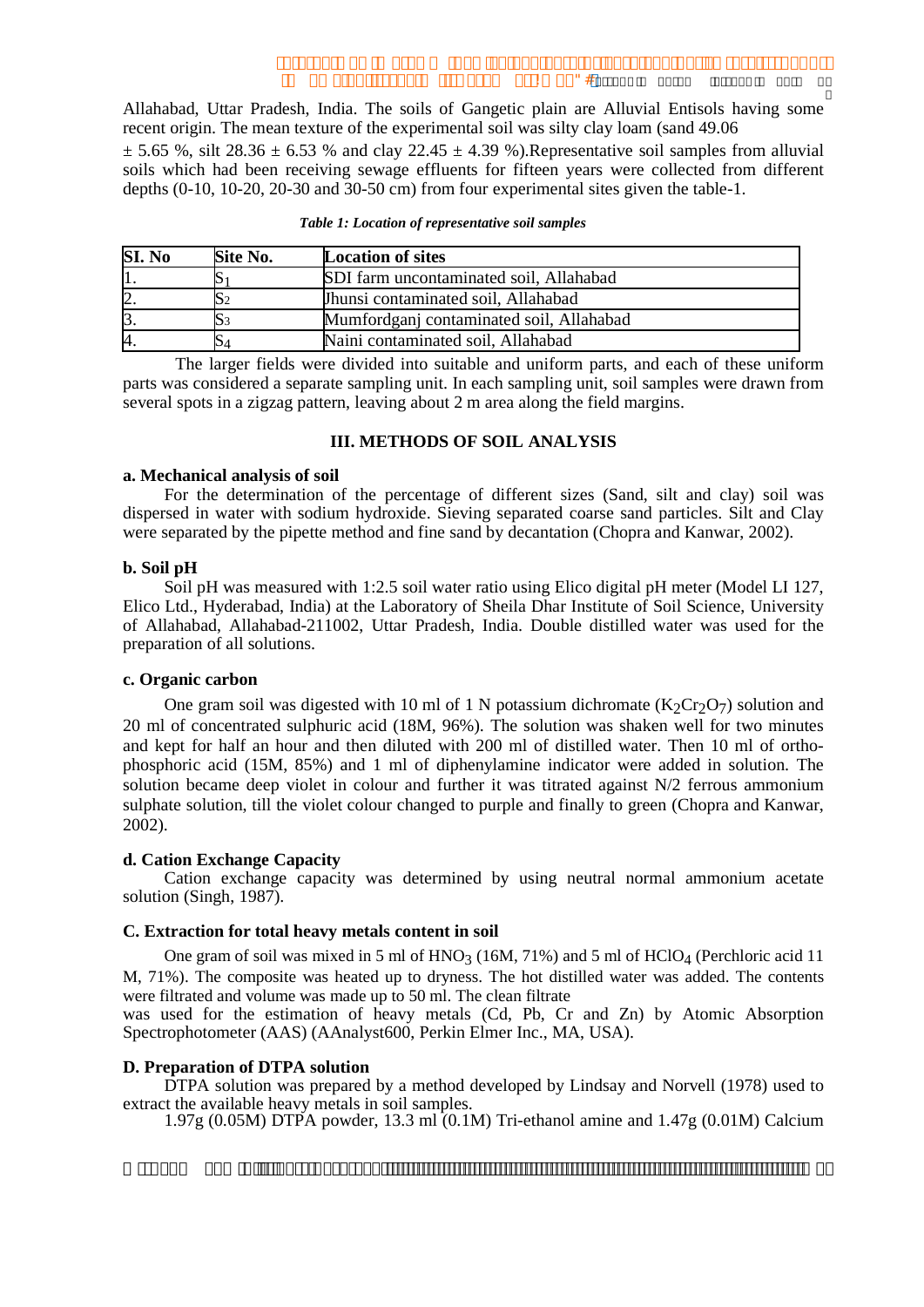Allahabad, Uttar Pradesh, India. The soils of Gangetic plain are Alluvial Entisols having some recent origin. The mean texture of the experimental soil was silty clay loam (sand 49.06 ± 5.65 %, silt 28.36 ± 6.53 % and clay 22.45 ± 4.39 %).Representative soil samples from alluvial soils which had been receiving sewage effluents for fifteen years were collected from different depths (0-10, 10-20, 20-30 and 30-50 cm) from four experimental sites given the table-1.

*Table 1: Location of representative soil samples*

| SI. No | Site No. | Location of sites |
|---|---|---|
| 1. | $S_1$ | SDI farm uncontaminated soil, Allahabad |
| 2. | $S_2$ | Jhunsi contaminated soil, Allahabad |
| 3. | $S_3$ | Mumfordganj contaminated soil, Allahabad |
| 4. | $S_4$ | Naini contaminated soil, Allahabad |

The larger fields were divided into suitable and uniform parts, and each of these uniform parts was considered a separate sampling unit. In each sampling unit, soil samples were drawn from several spots in a zigzag pattern, leaving about 2 m area along the field margins.

## III. METHODS OF SOIL ANALYSIS

### a. Mechanical analysis of soil

For the determination of the percentage of different sizes (Sand, silt and clay) soil was dispersed in water with sodium hydroxide. Sieving separated coarse sand particles. Silt and Clay were separated by the pipette method and fine sand by decantation (Chopra and Kanwar, 2002).

### b. Soil pH

Soil pH was measured with 1:2.5 soil water ratio using Elico digital pH meter (Model LI 127, Elico Ltd., Hyderabad, India) at the Laboratory of Sheila Dhar Institute of Soil Science, University of Allahabad, Allahabad-211002, Uttar Pradesh, India. Double distilled water was used for the preparation of all solutions.

### c. Organic carbon

One gram soil was digested with 10 ml of 1 N potassium dichromate ($K_2Cr_2O_7$) solution and 20 ml of concentrated sulphuric acid (18M, 96%). The solution was shaken well for two minutes and kept for half an hour and then diluted with 200 ml of distilled water. Then 10 ml of ortho-phosphoric acid (15M, 85%) and 1 ml of diphenylamine indicator were added in solution. The solution became deep violet in colour and further it was titrated against N/2 ferrous ammonium sulphate solution, till the violet colour changed to purple and finally to green (Chopra and Kanwar, 2002).

### d. Cation Exchange Capacity

Cation exchange capacity was determined by using neutral normal ammonium acetate solution (Singh, 1987).

### C. Extraction for total heavy metals content in soil

One gram of soil was mixed in 5 ml of $HNO_3$ (16M, 71%) and 5 ml of $HClO_4$ (Perchloric acid 11 M, 71%). The composite was heated up to dryness. The hot distilled water was added. The contents were filtrated and volume was made up to 50 ml. The clean filtrate was used for the estimation of heavy metals (Cd, Pb, Cr and Zn) by Atomic Absorption Spectrophotometer (AAS) (AAnalyst600, Perkin Elmer Inc., MA, USA).

### D. Preparation of DTPA solution

DTPA solution was prepared by a method developed by Lindsay and Norvell (1978) used to extract the available heavy metals in soil samples.

1.97g (0.05M) DTPA powder, 13.3 ml (0.1M) Tri-ethanol amine and 1.47g (0.01M) Calcium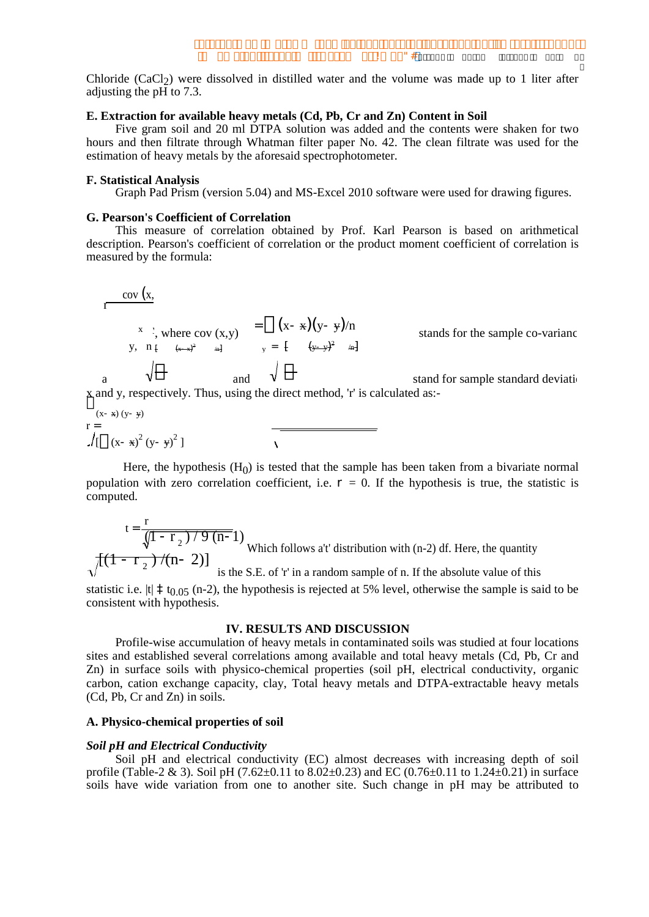Chloride ($CaCl_2$) were dissolved in distilled water and the volume was made up to 1 liter after adjusting the pH to 7.3.

### E. Extraction for available heavy metals (Cd, Pb, Cr and Zn) Content in Soil

Five gram soil and 20 ml DTPA solution was added and the contents were shaken for two hours and then filtrate through Whatman filter paper No. 42. The clean filtrate was used for the estimation of heavy metals by the aforesaid spectrophotometer.

### F. Statistical Analysis

Graph Pad Prism (version 5.04) and MS-Excel 2010 software were used for drawing figures.

### G. Pearson's Coefficient of Correlation

This measure of correlation obtained by Prof. Karl Pearson is based on arithmetical description. Pearson's coefficient of correlation or the product moment coefficient of correlation is measured by the formula:

$$r = \frac{\text{cov}(x, y)}{\sigma_x \sigma_y}, \text{ where } \text{cov}(x,y) = \sum (x - \bar{x})(y - \bar{y})/n$$

stands for the sample co-varianc

$$\sigma_x = \sqrt{\left[\sum (x-\bar{x})^2/n\right]} \quad \text{and} \quad \sigma_y = \sqrt{\left[\sum (y-\bar{y})^2/n\right]}$$

stand for sample standard deviati x and y, respectively. Thus, using the direct method, 'r' is calculated as:-

$$r = \frac{\sum (x-\bar{x})(y-\bar{y})}{\sqrt{\left[\sum (x-\bar{x})^2 (y-\bar{y})^2\right]}}$$

Here, the hypothesis ($H_0$) is tested that the sample has been taken from a bivariate normal population with zero correlation coefficient, i.e. $r = 0$. If the hypothesis is true, the statistic is computed.

$$t = \frac{r}{\sqrt{(1 - r^2)/(n-1)}}$$

Which follows a't' distribution with (n-2) df. Here, the quantity $\sqrt{[(1 - r^2)/(n-2)]}$ is the S.E. of 'r' in a random sample of n. If the absolute value of this statistic i.e. $|t| \geq t_{0.05}$ (n-2), the hypothesis is rejected at 5% level, otherwise the sample is said to be consistent with hypothesis.

## IV. RESULTS AND DISCUSSION

Profile-wise accumulation of heavy metals in contaminated soils was studied at four locations sites and established several correlations among available and total heavy metals (Cd, Pb, Cr and Zn) in surface soils with physico-chemical properties (soil pH, electrical conductivity, organic carbon, cation exchange capacity, clay, Total heavy metals and DTPA-extractable heavy metals (Cd, Pb, Cr and Zn) in soils.

### A. Physico-chemical properties of soil

#### *Soil pH and Electrical Conductivity*

Soil pH and electrical conductivity (EC) almost decreases with increasing depth of soil profile (Table-2 & 3). Soil pH (7.62±0.11 to 8.02±0.23) and EC (0.76±0.11 to 1.24±0.21) in surface soils have wide variation from one to another site. Such change in pH may be attributed to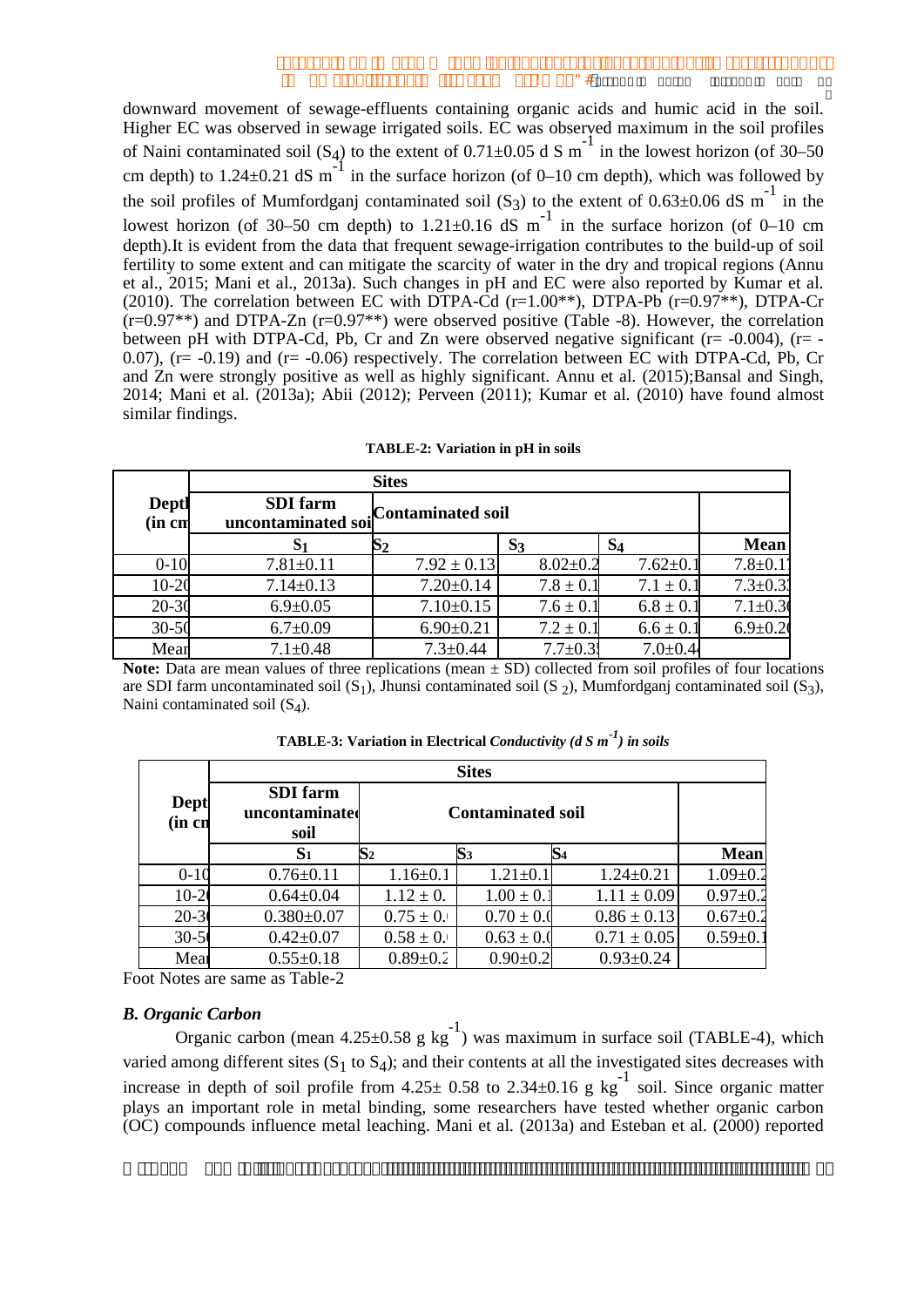downward movement of sewage-effluents containing organic acids and humic acid in the soil. Higher EC was observed in sewage irrigated soils. EC was observed maximum in the soil profiles of Naini contaminated soil ($S_4$) to the extent of 0.71±0.05 d S $m^{-1}$ in the lowest horizon (of 30–50 cm depth) to 1.24±0.21 dS $m^{-1}$ in the surface horizon (of 0–10 cm depth), which was followed by the soil profiles of Mumfordganj contaminated soil ($S_3$) to the extent of 0.63±0.06 dS $m^{-1}$ in the lowest horizon (of 30–50 cm depth) to 1.21±0.16 dS $m^{-1}$ in the surface horizon (of 0–10 cm depth).It is evident from the data that frequent sewage-irrigation contributes to the build-up of soil fertility to some extent and can mitigate the scarcity of water in the dry and tropical regions (Annu et al., 2015; Mani et al., 2013a). Such changes in pH and EC were also reported by Kumar et al. (2010). The correlation between EC with DTPA-Cd (r=1.00**), DTPA-Pb (r=0.97**), DTPA-Cr (r=0.97**) and DTPA-Zn (r=0.97**) were observed positive (Table -8). However, the correlation between pH with DTPA-Cd, Pb, Cr and Zn were observed negative significant (r= -0.004), (r= -0.07), (r= -0.19) and (r= -0.06) respectively. The correlation between EC with DTPA-Cd, Pb, Cr and Zn were strongly positive as well as highly significant. Annu et al. (2015);Bansal and Singh, 2014; Mani et al. (2013a); Abii (2012); Perveen (2011); Kumar et al. (2010) have found almost similar findings.

**TABLE-2: Variation in pH in soils**

| Depth (in cm) | Sites | | | | |
|---|---|---|---|---|---|
| | SDI farm uncontaminated soil | Contaminated soil | | | |
| | $S_1$ | $S_2$ | $S_3$ | $S_4$ | Mean |
| 0-10 | 7.81±0.11 | 7.92 ± 0.13 | 8.02±0.2 | 7.62±0.1 | 7.8±0.1 |
| 10-20 | 7.14±0.13 | 7.20±0.14 | 7.8 ± 0.1 | 7.1 ± 0.1 | 7.3±0.3 |
| 20-30 | 6.9±0.05 | 7.10±0.15 | 7.6 ± 0.1 | 6.8 ± 0.1 | 7.1±0.3 |
| 30-50 | 6.7±0.09 | 6.90±0.21 | 7.2 ± 0.1 | 6.6 ± 0.1 | 6.9±0.2 |
| Mean | 7.1±0.48 | 7.3±0.44 | 7.7±0.3 | 7.0±0.4 | |

**Note:** Data are mean values of three replications (mean ± SD) collected from soil profiles of four locations are SDI farm uncontaminated soil ($S_1$), Jhunsi contaminated soil ($S_2$), Mumfordganj contaminated soil ($S_3$), Naini contaminated soil ($S_4$).

**TABLE-3: Variation in Electrical *Conductivity (d S $m^{-1}$) in soils***

| Depth (in cm) | Sites | | | | |
|---|---|---|---|---|---|
| | SDI farm uncontaminated soil | Contaminated soil | | | |
| | $S_1$ | $S_2$ | $S_3$ | $S_4$ | Mean |
| 0-10 | 0.76±0.11 | 1.16±0.1 | 1.21±0.1 | 1.24±0.21 | 1.09±0.2 |
| 10-20 | 0.64±0.04 | 1.12 ± 0. | 1.00 ± 0.1 | 1.11 ± 0.09 | 0.97±0.2 |
| 20-30 | 0.380±0.07 | 0.75 ± 0. | 0.70 ± 0.0 | 0.86 ± 0.13 | 0.67±0.2 |
| 30-50 | 0.42±0.07 | 0.58 ± 0. | 0.63 ± 0.0 | 0.71 ± 0.05 | 0.59±0.1 |
| Mean | 0.55±0.18 | 0.89±0.2 | 0.90±0.2 | 0.93±0.24 | |

Foot Notes are same as Table-2

### *B. Organic Carbon*

Organic carbon (mean 4.25±0.58 g $kg^{-1}$) was maximum in surface soil (TABLE-4), which varied among different sites ($S_1$ to $S_4$); and their contents at all the investigated sites decreases with increase in depth of soil profile from 4.25± 0.58 to 2.34±0.16 g $kg^{-1}$ soil. Since organic matter plays an important role in metal binding, some researchers have tested whether organic carbon (OC) compounds influence metal leaching. Mani et al. (2013a) and Esteban et al. (2000) reported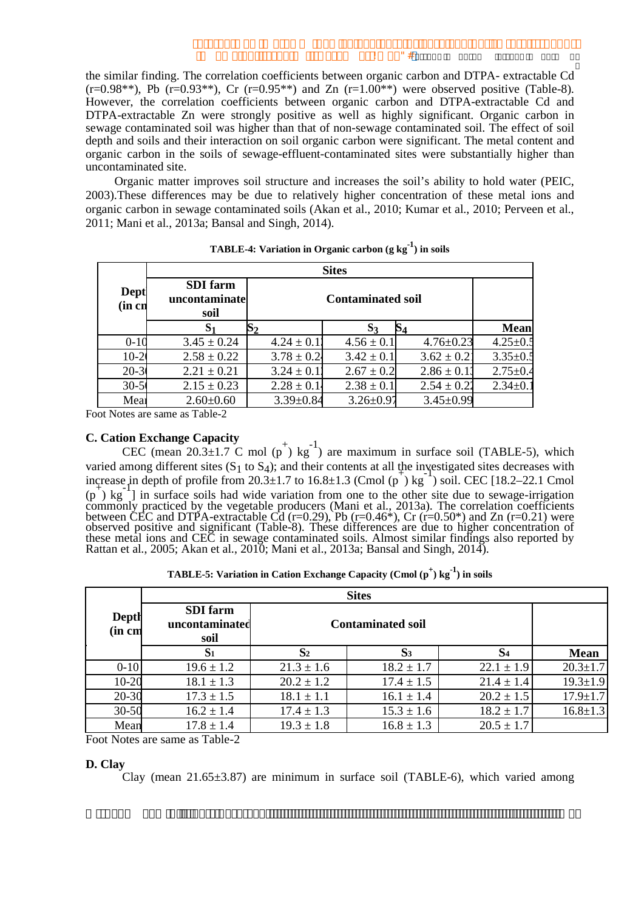the similar finding. The correlation coefficients between organic carbon and DTPA- extractable Cd (r=0.98**), Pb (r=0.93**), Cr (r=0.95**) and Zn (r=1.00**) were observed positive (Table-8). However, the correlation coefficients between organic carbon and DTPA-extractable Cd and DTPA-extractable Zn were strongly positive as well as highly significant. Organic carbon in sewage contaminated soil was higher than that of non-sewage contaminated soil. The effect of soil depth and soils and their interaction on soil organic carbon were significant. The metal content and organic carbon in the soils of sewage-effluent-contaminated sites were substantially higher than uncontaminated site.

Organic matter improves soil structure and increases the soil's ability to hold water (PEIC, 2003).These differences may be due to relatively higher concentration of these metal ions and organic carbon in sewage contaminated soils (Akan et al., 2010; Kumar et al., 2010; Perveen et al., 2011; Mani et al., 2013a; Bansal and Singh, 2014).

**TABLE-4: Variation in Organic carbon (g $kg^{-1}$) in soils**

| Depth (in cm) | Sites | | | | |
|---|---|---|---|---|---|
| | SDI farm uncontaminated soil | Contaminated soil | | | |
| | $S_1$ | $S_2$ | $S_3$ | $S_4$ | Mean |
| 0-10 | 3.45 ± 0.24 | 4.24 ± 0.1 | 4.56 ± 0.1 | 4.76±0.23 | 4.25±0.5 |
| 10-20 | 2.58 ± 0.22 | 3.78 ± 0.2 | 3.42 ± 0.1 | 3.62 ± 0.2 | 3.35±0.5 |
| 20-30 | 2.21 ± 0.21 | 3.24 ± 0.1 | 2.67 ± 0.2 | 2.86 ± 0.1 | 2.75±0.4 |
| 30-50 | 2.15 ± 0.23 | 2.28 ± 0.1 | 2.38 ± 0.1 | 2.54 ± 0.2 | 2.34±0.1 |
| Mean | 2.60±0.60 | 3.39±0.84 | 3.26±0.97 | 3.45±0.99 | |

Foot Notes are same as Table-2

### C. Cation Exchange Capacity

CEC (mean 20.3±1.7 C mol ($p^+$) $kg^{-1}$) are maximum in surface soil (TABLE-5), which varied among different sites ($S_1$ to $S_4$); and their contents at all the investigated sites decreases with increase in depth of profile from 20.3±1.7 to 16.8±1.3 (Cmol ($p^+$) $kg^{-1}$) soil. CEC [18.2–22.1 Cmol ($p^+$) $kg^{-1}$] in surface soils had wide variation from one to the other site due to sewage-irrigation commonly practiced by the vegetable producers (Mani et al., 2013a). The correlation coefficients between CEC and DTPA-extractable Cd (r=0.29), Pb (r=0.46*), Cr (r=0.50*) and Zn (r=0.21) were observed positive and significant (Table-8). These differences are due to higher concentration of these metal ions and CEC in sewage contaminated soils. Almost similar findings also reported by Rattan et al., 2005; Akan et al., 2010; Mani et al., 2013a; Bansal and Singh, 2014).

**TABLE-5: Variation in Cation Exchange Capacity (Cmol ($p^+$) $kg^{-1}$) in soils**

| Depth (in cm) | Sites | | | | |
|---|---|---|---|---|---|
| | SDI farm uncontaminated soil | Contaminated soil | | | |
| | $S_1$ | $S_2$ | $S_3$ | $S_4$ | Mean |
| 0-10 | 19.6 ± 1.2 | 21.3 ± 1.6 | 18.2 ± 1.7 | 22.1 ± 1.9 | 20.3±1.7 |
| 10-20 | 18.1 ± 1.3 | 20.2 ± 1.2 | 17.4 ± 1.5 | 21.4 ± 1.4 | 19.3±1.9 |
| 20-30 | 17.3 ± 1.5 | 18.1 ± 1.1 | 16.1 ± 1.4 | 20.2 ± 1.5 | 17.9±1.7 |
| 30-50 | 16.2 ± 1.4 | 17.4 ± 1.3 | 15.3 ± 1.6 | 18.2 ± 1.7 | 16.8±1.3 |
| Mean | 17.8 ± 1.4 | 19.3 ± 1.8 | 16.8 ± 1.3 | 20.5 ± 1.7 | |

Foot Notes are same as Table-2

### D. Clay

Clay (mean 21.65±3.87) are minimum in surface soil (TABLE-6), which varied among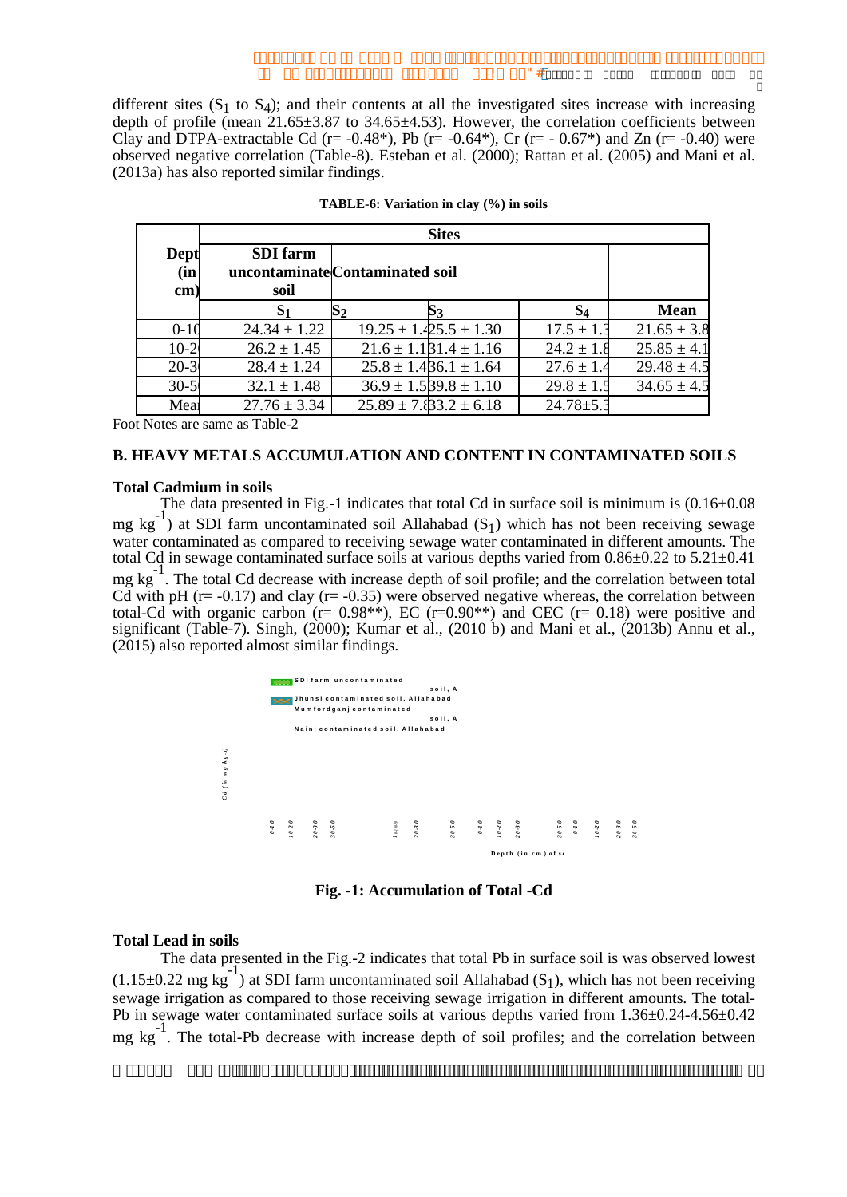different sites ($S_1$ to $S_4$); and their contents at all the investigated sites increase with increasing depth of profile (mean 21.65±3.87 to 34.65±4.53). However, the correlation coefficients between Clay and DTPA-extractable Cd (r= -0.48*), Pb (r= -0.64*), Cr (r= - 0.67*) and Zn (r= -0.40) were observed negative correlation (Table-8). Esteban et al. (2000); Rattan et al. (2005) and Mani et al. (2013a) has also reported similar findings.

**TABLE-6: Variation in clay (%) in soils**

| Depth (in cm) | Sites | | | | |
|---|---|---|---|---|---|
| | SDI farm uncontaminated soil | Contaminated soil | | | |
| | $S_1$ | $S_2$ | $S_3$ | $S_4$ | Mean |
| 0-10 | 24.34 ± 1.22 | 19.25 ± 1.4 | 25.5 ± 1.30 | 17.5 ± 1.3 | 21.65 ± 3.8 |
| 10-20 | 26.2 ± 1.45 | 21.6 ± 1.1 | 31.4 ± 1.16 | 24.2 ± 1.8 | 25.85 ± 4.1 |
| 20-30 | 28.4 ± 1.24 | 25.8 ± 1.4 | 36.1 ± 1.64 | 27.6 ± 1.4 | 29.48 ± 4.5 |
| 30-50 | 32.1 ± 1.48 | 36.9 ± 1.5 | 39.8 ± 1.10 | 29.8 ± 1.5 | 34.65 ± 4.5 |
| Mean | 27.76 ± 3.34 | 25.89 ± 7.8 | 33.2 ± 6.18 | 24.78±5.3 | |

Foot Notes are same as Table-2

### B. HEAVY METALS ACCUMULATION AND CONTENT IN CONTAMINATED SOILS

**Total Cadmium in soils**

The data presented in Fig.-1 indicates that total Cd in surface soil is minimum is (0.16±0.08 mg $kg^{-1}$) at SDI farm uncontaminated soil Allahabad ($S_1$) which has not been receiving sewage water contaminated as compared to receiving sewage water contaminated in different amounts. The total Cd in sewage contaminated surface soils at various depths varied from 0.86±0.22 to 5.21±0.41 mg $kg^{-1}$. The total Cd decrease with increase depth of soil profile; and the correlation between total Cd with pH (r= -0.17) and clay (r= -0.35) were observed negative whereas, the correlation between total-Cd with organic carbon (r= 0.98**), EC (r=0.90**) and CEC (r= 0.18) were positive and significant (Table-7). Singh, (2000); Kumar et al., (2010 b) and Mani et al., (2013b) Annu et al., (2015) also reported almost similar findings.

**Fig. -1: Accumulation of Total -Cd**

**Total Lead in soils**

The data presented in the Fig.-2 indicates that total Pb in surface soil is was observed lowest (1.15±0.22 mg $kg^{-1}$) at SDI farm uncontaminated soil Allahabad ($S_1$), which has not been receiving sewage irrigation as compared to those receiving sewage irrigation in different amounts. The total-Pb in sewage water contaminated surface soils at various depths varied from 1.36±0.24-4.56±0.42 mg $kg^{-1}$. The total-Pb decrease with increase depth of soil profiles; and the correlation between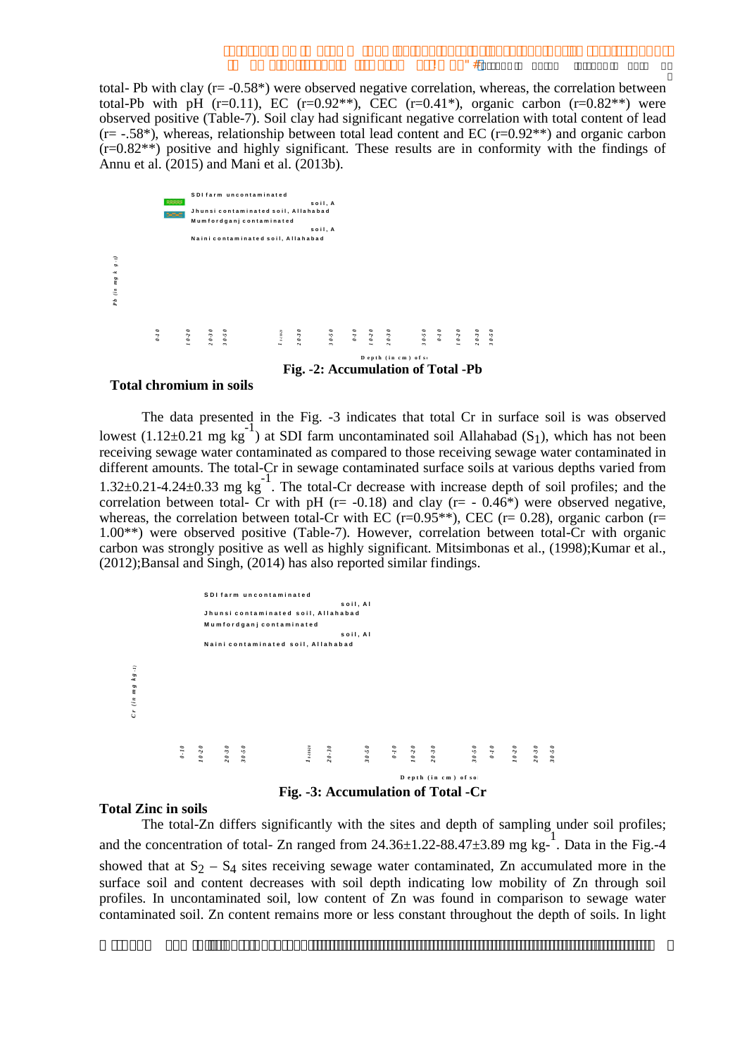total- Pb with clay (r= -0.58*) were observed negative correlation, whereas, the correlation between total-Pb with pH (r=0.11), EC (r=0.92**), CEC (r=0.41*), organic carbon (r=0.82**) were observed positive (Table-7). Soil clay had significant negative correlation with total content of lead (r= -.58*), whereas, relationship between total lead content and EC (r=0.92**) and organic carbon (r=0.82**) positive and highly significant. These results are in conformity with the findings of Annu et al. (2015) and Mani et al. (2013b).

SDI farm uncontaminated soil, A
Jhunsi contaminated soil, Allahabad
Mumfordganj contaminated soil, A
Naini contaminated soil, Allahabad

Pb (in mg kg-1)

0-10 10-20 20-30 30-50 10-20 20-30 30-50 0-10 10-20 20-30 30-50 0-10 10-20 20-30 30-50

Depth (in cm) of soil

**Fig. -2: Accumulation of Total -Pb**

### Total chromium in soils

The data presented in the Fig. -3 indicates that total Cr in surface soil is was observed lowest (1.12±0.21 mg $kg^{-1}$) at SDI farm uncontaminated soil Allahabad ($S_1$), which has not been receiving sewage water contaminated as compared to those receiving sewage water contaminated in different amounts. The total-Cr in sewage contaminated surface soils at various depths varied from 1.32±0.21-4.24±0.33 mg $kg^{-1}$. The total-Cr decrease with increase depth of soil profiles; and the correlation between total- Cr with pH (r= -0.18) and clay (r= - 0.46*) were observed negative, whereas, the correlation between total-Cr with EC (r=0.95**), CEC (r= 0.28), organic carbon (r= 1.00**) were observed positive (Table-7). However, correlation between total-Cr with organic carbon was strongly positive as well as highly significant. Mitsimbonas et al., (1998);Kumar et al., (2012);Bansal and Singh, (2014) has also reported similar findings.

SDI farm uncontaminated soil, Al
Jhunsi contaminated soil, Allahabad
Mumfordganj contaminated soil, Al
Naini contaminated soil, Allahabad

Cr (in mg kg-1)

0-10 10-20 20-30 30-50 20-30 30-50 0-10 10-20 20-30 30-50 0-10 10-20 20-30 30-50

Depth (in cm) of soil

**Fig. -3: Accumulation of Total -Cr**

### Total Zinc in soils

The total-Zn differs significantly with the sites and depth of sampling under soil profiles; and the concentration of total- Zn ranged from 24.36±1.22-88.47±3.89 mg $kg^{-1}$. Data in the Fig.-4 showed that at $S_2$ – $S_4$ sites receiving sewage water contaminated, Zn accumulated more in the surface soil and content decreases with soil depth indicating low mobility of Zn through soil profiles. In uncontaminated soil, low content of Zn was found in comparison to sewage water contaminated soil. Zn content remains more or less constant throughout the depth of soils. In light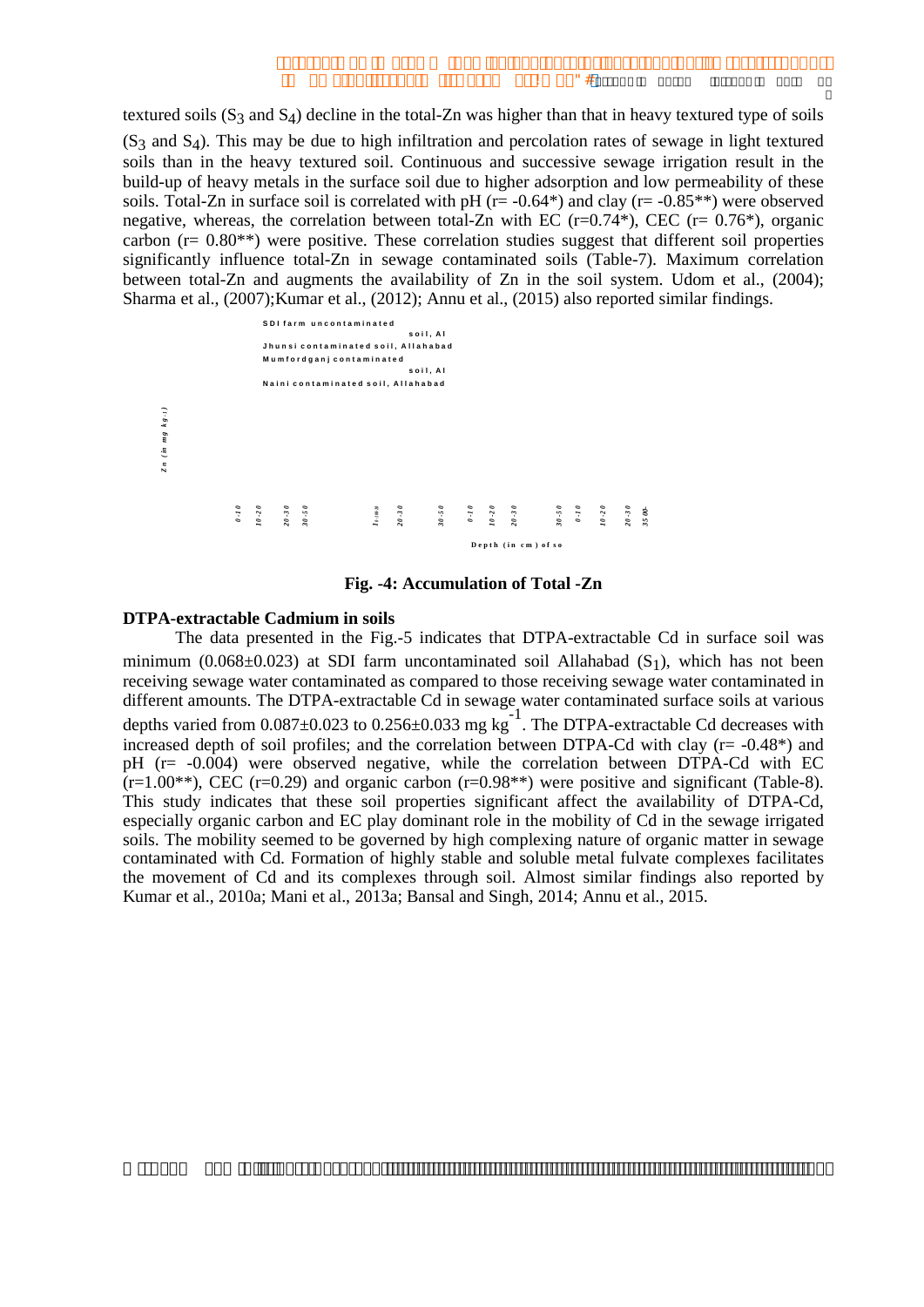textured soils ($S_3$ and $S_4$) decline in the total-Zn was higher than that in heavy textured type of soils ($S_3$ and $S_4$). This may be due to high infiltration and percolation rates of sewage in light textured soils than in the heavy textured soil. Continuous and successive sewage irrigation result in the build-up of heavy metals in the surface soil due to higher adsorption and low permeability of these soils. Total-Zn in surface soil is correlated with pH (r= -0.64*) and clay (r= -0.85**) were observed negative, whereas, the correlation between total-Zn with EC (r=0.74*), CEC (r= 0.76*), organic carbon (r= 0.80**) were positive. These correlation studies suggest that different soil properties significantly influence total-Zn in sewage contaminated soils (Table-7). Maximum correlation between total-Zn and augments the availability of Zn in the soil system. Udom et al., (2004); Sharma et al., (2007);Kumar et al., (2012); Annu et al., (2015) also reported similar findings.

**Fig. -4: Accumulation of Total -Zn**

**DTPA-extractable Cadmium in soils**

The data presented in the Fig.-5 indicates that DTPA-extractable Cd in surface soil was minimum (0.068±0.023) at SDI farm uncontaminated soil Allahabad ($S_1$), which has not been receiving sewage water contaminated as compared to those receiving sewage water contaminated in different amounts. The DTPA-extractable Cd in sewage water contaminated surface soils at various depths varied from 0.087±0.023 to 0.256±0.033 mg $kg^{-1}$. The DTPA-extractable Cd decreases with increased depth of soil profiles; and the correlation between DTPA-Cd with clay (r= -0.48*) and pH (r= -0.004) were observed negative, while the correlation between DTPA-Cd with EC (r=1.00**), CEC (r=0.29) and organic carbon (r=0.98**) were positive and significant (Table-8). This study indicates that these soil properties significant affect the availability of DTPA-Cd, especially organic carbon and EC play dominant role in the mobility of Cd in the sewage irrigated soils. The mobility seemed to be governed by high complexing nature of organic matter in sewage contaminated with Cd. Formation of highly stable and soluble metal fulvate complexes facilitates the movement of Cd and its complexes through soil. Almost similar findings also reported by Kumar et al., 2010a; Mani et al., 2013a; Bansal and Singh, 2014; Annu et al., 2015.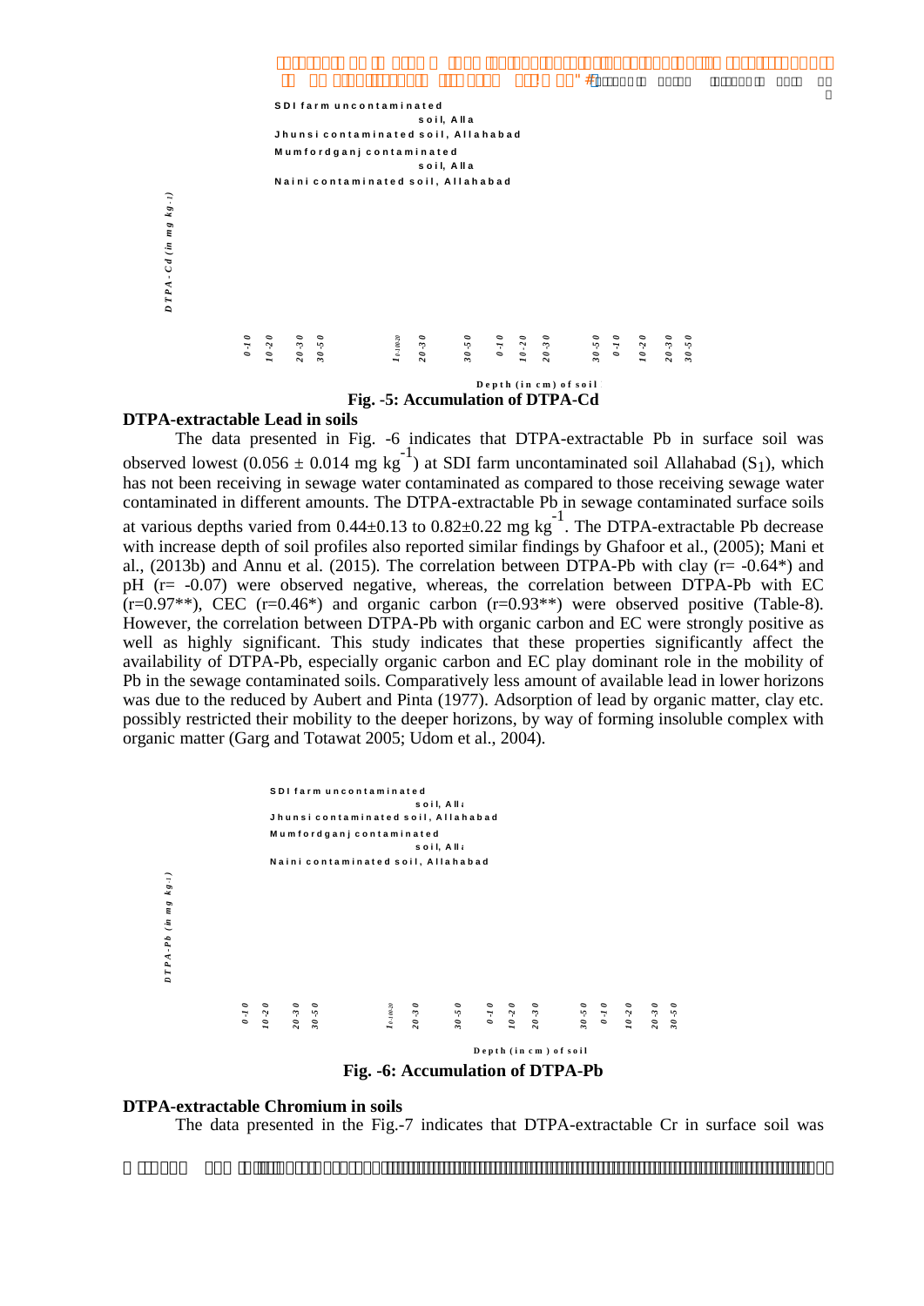SDI farm uncontaminated soil, Alla

Jhunsi contaminated soil, Allahabad

Mumfordganj contaminated soil, Alla

Naini contaminated soil, Allahabad

DTPA-Cd (in mg kg-1)

0-10 10-20 20-30 30-50 10-10-20 20-30 30-50 0-10 10-20 20-30 30-50 0-10 10-20 20-30 30-50

Depth (in cm) of soil

**Fig. -5: Accumulation of DTPA-Cd**

### DTPA-extractable Lead in soils

The data presented in Fig. -6 indicates that DTPA-extractable Pb in surface soil was observed lowest ($0.056 \pm 0.014$ mg $kg^{-1}$) at SDI farm uncontaminated soil Allahabad ($S_1$), which has not been receiving in sewage water contaminated as compared to those receiving sewage water contaminated in different amounts. The DTPA-extractable Pb in sewage contaminated surface soils at various depths varied from $0.44 \pm 0.13$ to $0.82 \pm 0.22$ mg $kg^{-1}$. The DTPA-extractable Pb decrease with increase depth of soil profiles also reported similar findings by Ghafoor et al., (2005); Mani et al., (2013b) and Annu et al. (2015). The correlation between DTPA-Pb with clay (r= -0.64*) and pH (r= -0.07) were observed negative, whereas, the correlation between DTPA-Pb with EC (r=0.97**), CEC (r=0.46*) and organic carbon (r=0.93**) were observed positive (Table-8). However, the correlation between DTPA-Pb with organic carbon and EC were strongly positive as well as highly significant. This study indicates that these properties significantly affect the availability of DTPA-Pb, especially organic carbon and EC play dominant role in the mobility of Pb in the sewage contaminated soils. Comparatively less amount of available lead in lower horizons was due to the reduced by Aubert and Pinta (1977). Adsorption of lead by organic matter, clay etc. possibly restricted their mobility to the deeper horizons, by way of forming insoluble complex with organic matter (Garg and Totawat 2005; Udom et al., 2004).

SDI farm uncontaminated soil, Alla

Jhunsi contaminated soil, Allahabad

Mumfordganj contaminated soil, Alla

Naini contaminated soil, Allahabad

DTPA-Pb (in mg kg-1)

0-10 10-20 20-30 30-50 10-10-20 20-30 30-50 0-10 10-20 20-30 30-50 0-10 10-20 20-30 30-50

Depth (in cm) of soil

**Fig. -6: Accumulation of DTPA-Pb**

### DTPA-extractable Chromium in soils

The data presented in the Fig.-7 indicates that DTPA-extractable Cr in surface soil was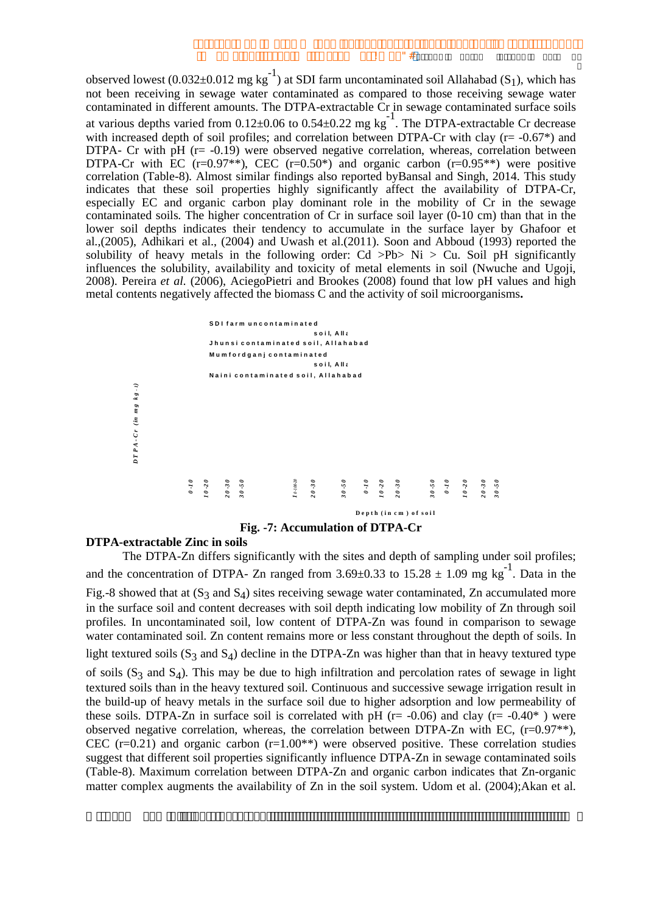observed lowest (0.032±0.012 mg $kg^{-1}$) at SDI farm uncontaminated soil Allahabad ($S_1$), which has not been receiving in sewage water contaminated as compared to those receiving sewage water contaminated in different amounts. The DTPA-extractable Cr in sewage contaminated surface soils at various depths varied from 0.12±0.06 to 0.54±0.22 mg $kg^{-1}$. The DTPA-extractable Cr decrease with increased depth of soil profiles; and correlation between DTPA-Cr with clay (r= -0.67*) and DTPA- Cr with pH (r= -0.19) were observed negative correlation, whereas, correlation between DTPA-Cr with EC (r=0.97**), CEC (r=0.50*) and organic carbon (r=0.95**) were positive correlation (Table-8). Almost similar findings also reported byBansal and Singh, 2014. This study indicates that these soil properties highly significantly affect the availability of DTPA-Cr, especially EC and organic carbon play dominant role in the mobility of Cr in the sewage contaminated soils. The higher concentration of Cr in surface soil layer (0-10 cm) than that in the lower soil depths indicates their tendency to accumulate in the surface layer by Ghafoor et al.,(2005), Adhikari et al., (2004) and Uwash et al.(2011). Soon and Abboud (1993) reported the solubility of heavy metals in the following order: Cd >Pb> Ni > Cu. Soil pH significantly influences the solubility, availability and toxicity of metal elements in soil (Nwuche and Ugoji, 2008). Pereira *et al.* (2006), AciegoPietri and Brookes (2008) found that low pH values and high metal contents negatively affected the biomass C and the activity of soil microorganisms.

SDI farm uncontaminated soil, Allahabad
Jhunsi contaminated soil, Allahabad
Mumfordganj contaminated soil, Allahabad
Naini contaminated soil, Allahabad

DTPA-Cr (in mg kg-1)

0-10 10-20 20-30 30-50 0-10 10-20 20-30 30-50 0-10 10-20 20-30 30-50 0-10 10-20 20-30 30-50

Depth (in cm) of soil

**Fig. -7: Accumulation of DTPA-Cr**

**DTPA-extractable Zinc in soils**

The DTPA-Zn differs significantly with the sites and depth of sampling under soil profiles; and the concentration of DTPA- Zn ranged from 3.69±0.33 to 15.28 ± 1.09 mg $kg^{-1}$. Data in the Fig.-8 showed that at ($S_3$ and $S_4$) sites receiving sewage water contaminated, Zn accumulated more in the surface soil and content decreases with soil depth indicating low mobility of Zn through soil profiles. In uncontaminated soil, low content of DTPA-Zn was found in comparison to sewage water contaminated soil. Zn content remains more or less constant throughout the depth of soils. In light textured soils ($S_3$ and $S_4$) decline in the DTPA-Zn was higher than that in heavy textured type of soils ($S_3$ and $S_4$). This may be due to high infiltration and percolation rates of sewage in light textured soils than in the heavy textured soil. Continuous and successive sewage irrigation result in the build-up of heavy metals in the surface soil due to higher adsorption and low permeability of these soils. DTPA-Zn in surface soil is correlated with pH (r= -0.06) and clay (r= -0.40* ) were observed negative correlation, whereas, the correlation between DTPA-Zn with EC, (r=0.97**), CEC (r=0.21) and organic carbon (r=1.00**) were observed positive. These correlation studies suggest that different soil properties significantly influence DTPA-Zn in sewage contaminated soils (Table-8). Maximum correlation between DTPA-Zn and organic carbon indicates that Zn-organic matter complex augments the availability of Zn in the soil system. Udom et al. (2004);Akan et al.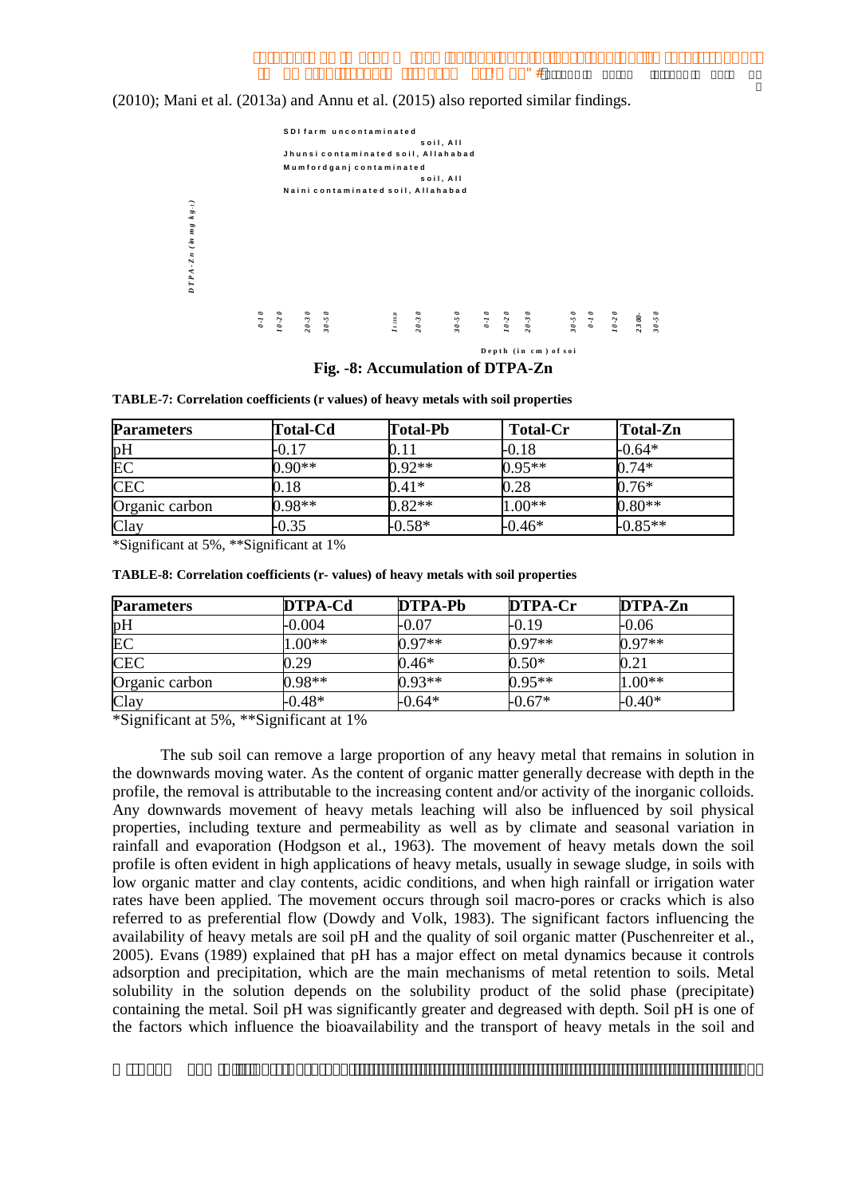(2010); Mani et al. (2013a) and Annu et al. (2015) also reported similar findings.

SDI farm uncontaminated soil, All

Jhunsi contaminated soil, Allahabad

Mumfordganj contaminated soil, All

Naini contaminated soil, Allahabad

DTPA-Zn (in mg kg-1)

0-10 10-20 20-30 30-50 10-20 20-30 30-50 0-10 10-20 20-30 30-50 0-10 10-20 20-30 30-50

Depth (in cm) of soil

**Fig. -8: Accumulation of DTPA-Zn**

**TABLE-7: Correlation coefficients (r values) of heavy metals with soil properties**

| Parameters | Total-Cd | Total-Pb | Total-Cr | Total-Zn |
|---|---|---|---|---|
| pH | -0.17 | 0.11 | -0.18 | -0.64* |
| EC | 0.90** | 0.92** | 0.95** | 0.74* |
| CEC | 0.18 | 0.41* | 0.28 | 0.76* |
| Organic carbon | 0.98** | 0.82** | 1.00** | 0.80** |
| Clay | -0.35 | -0.58* | -0.46* | -0.85** |

*Significant at 5%, **Significant at 1%

**TABLE-8: Correlation coefficients (r- values) of heavy metals with soil properties**

| Parameters | DTPA-Cd | DTPA-Pb | DTPA-Cr | DTPA-Zn |
|---|---|---|---|---|
| pH | -0.004 | -0.07 | -0.19 | -0.06 |
| EC | 1.00** | 0.97** | 0.97** | 0.97** |
| CEC | 0.29 | 0.46* | 0.50* | 0.21 |
| Organic carbon | 0.98** | 0.93** | 0.95** | 1.00** |
| Clay | -0.48* | -0.64* | -0.67* | -0.40* |

*Significant at 5%, **Significant at 1%

The sub soil can remove a large proportion of any heavy metal that remains in solution in the downwards moving water. As the content of organic matter generally decrease with depth in the profile, the removal is attributable to the increasing content and/or activity of the inorganic colloids. Any downwards movement of heavy metals leaching will also be influenced by soil physical properties, including texture and permeability as well as by climate and seasonal variation in rainfall and evaporation (Hodgson et al., 1963). The movement of heavy metals down the soil profile is often evident in high applications of heavy metals, usually in sewage sludge, in soils with low organic matter and clay contents, acidic conditions, and when high rainfall or irrigation water rates have been applied. The movement occurs through soil macro-pores or cracks which is also referred to as preferential flow (Dowdy and Volk, 1983). The significant factors influencing the availability of heavy metals are soil pH and the quality of soil organic matter (Puschenreiter et al., 2005). Evans (1989) explained that pH has a major effect on metal dynamics because it controls adsorption and precipitation, which are the main mechanisms of metal retention to soils. Metal solubility in the solution depends on the solubility product of the solid phase (precipitate) containing the metal. Soil pH was significantly greater and degreased with depth. Soil pH is one of the factors which influence the bioavailability and the transport of heavy metals in the soil and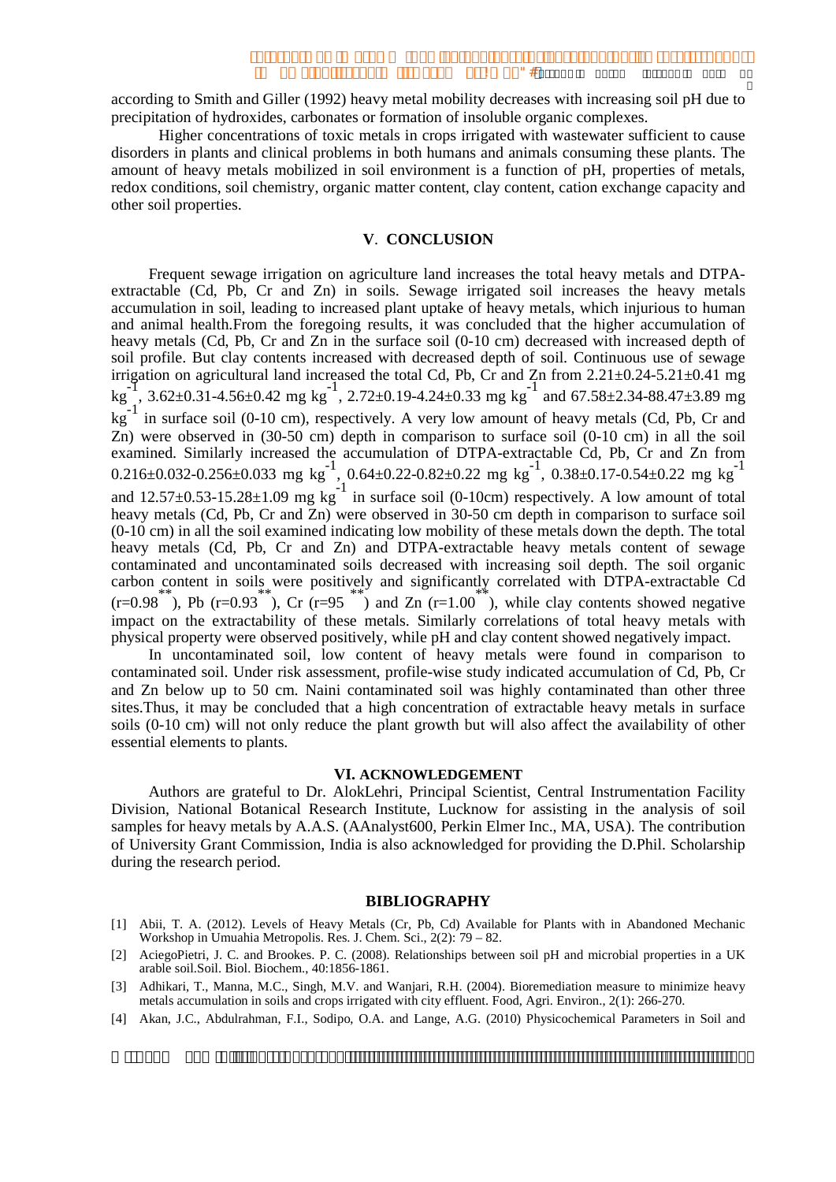according to Smith and Giller (1992) heavy metal mobility decreases with increasing soil pH due to precipitation of hydroxides, carbonates or formation of insoluble organic complexes.

Higher concentrations of toxic metals in crops irrigated with wastewater sufficient to cause disorders in plants and clinical problems in both humans and animals consuming these plants. The amount of heavy metals mobilized in soil environment is a function of pH, properties of metals, redox conditions, soil chemistry, organic matter content, clay content, cation exchange capacity and other soil properties.

## V. CONCLUSION

Frequent sewage irrigation on agriculture land increases the total heavy metals and DTPA-extractable (Cd, Pb, Cr and Zn) in soils. Sewage irrigated soil increases the heavy metals accumulation in soil, leading to increased plant uptake of heavy metals, which injurious to human and animal health.From the foregoing results, it was concluded that the higher accumulation of heavy metals (Cd, Pb, Cr and Zn in the surface soil (0-10 cm) decreased with increased depth of soil profile. But clay contents increased with decreased depth of soil. Continuous use of sewage irrigation on agricultural land increased the total Cd, Pb, Cr and Zn from 2.21±0.24-5.21±0.41 mg $kg^{-1}$, 3.62±0.31-4.56±0.42 mg $kg^{-1}$, 2.72±0.19-4.24±0.33 mg $kg^{-1}$ and 67.58±2.34-88.47±3.89 mg $kg^{-1}$ in surface soil (0-10 cm), respectively. A very low amount of heavy metals (Cd, Pb, Cr and Zn) were observed in (30-50 cm) depth in comparison to surface soil (0-10 cm) in all the soil examined. Similarly increased the accumulation of DTPA-extractable Cd, Pb, Cr and Zn from 0.216±0.032-0.256±0.033 mg $kg^{-1}$, 0.64±0.22-0.82±0.22 mg $kg^{-1}$, 0.38±0.17-0.54±0.22 mg $kg^{-1}$ and 12.57±0.53-15.28±1.09 mg $kg^{-1}$ in surface soil (0-10cm) respectively. A low amount of total heavy metals (Cd, Pb, Cr and Zn) were observed in 30-50 cm depth in comparison to surface soil (0-10 cm) in all the soil examined indicating low mobility of these metals down the depth. The total heavy metals (Cd, Pb, Cr and Zn) and DTPA-extractable heavy metals content of sewage contaminated and uncontaminated soils decreased with increasing soil depth. The soil organic carbon content in soils were positively and significantly correlated with DTPA-extractable Cd ($r=0.98^{**}$), Pb ($r=0.93^{**}$), Cr ($r=95^{**}$) and Zn ($r=1.00^{**}$), while clay contents showed negative impact on the extractability of these metals. Similarly correlations of total heavy metals with physical property were observed positively, while pH and clay content showed negatively impact.

In uncontaminated soil, low content of heavy metals were found in comparison to contaminated soil. Under risk assessment, profile-wise study indicated accumulation of Cd, Pb, Cr and Zn below up to 50 cm. Naini contaminated soil was highly contaminated than other three sites.Thus, it may be concluded that a high concentration of extractable heavy metals in surface soils (0-10 cm) will not only reduce the plant growth but will also affect the availability of other essential elements to plants.

## VI. ACKNOWLEDGEMENT

Authors are grateful to Dr. AlokLehri, Principal Scientist, Central Instrumentation Facility Division, National Botanical Research Institute, Lucknow for assisting in the analysis of soil samples for heavy metals by A.A.S. (AAnalyst600, Perkin Elmer Inc., MA, USA). The contribution of University Grant Commission, India is also acknowledged for providing the D.Phil. Scholarship during the research period.

## BIBLIOGRAPHY

[1] Abii, T. A. (2012). Levels of Heavy Metals (Cr, Pb, Cd) Available for Plants with in Abandoned Mechanic Workshop in Umuahia Metropolis. Res. J. Chem. Sci., 2(2): 79 – 82.

[2] AciegoPietri, J. C. and Brookes. P. C. (2008). Relationships between soil pH and microbial properties in a UK arable soil.Soil. Biol. Biochem., 40:1856-1861.

[3] Adhikari, T., Manna, M.C., Singh, M.V. and Wanjari, R.H. (2004). Bioremediation measure to minimize heavy metals accumulation in soils and crops irrigated with city effluent. Food, Agri. Environ., 2(1): 266-270.

[4] Akan, J.C., Abdulrahman, F.I., Sodipo, O.A. and Lange, A.G. (2010) Physicochemical Parameters in Soil and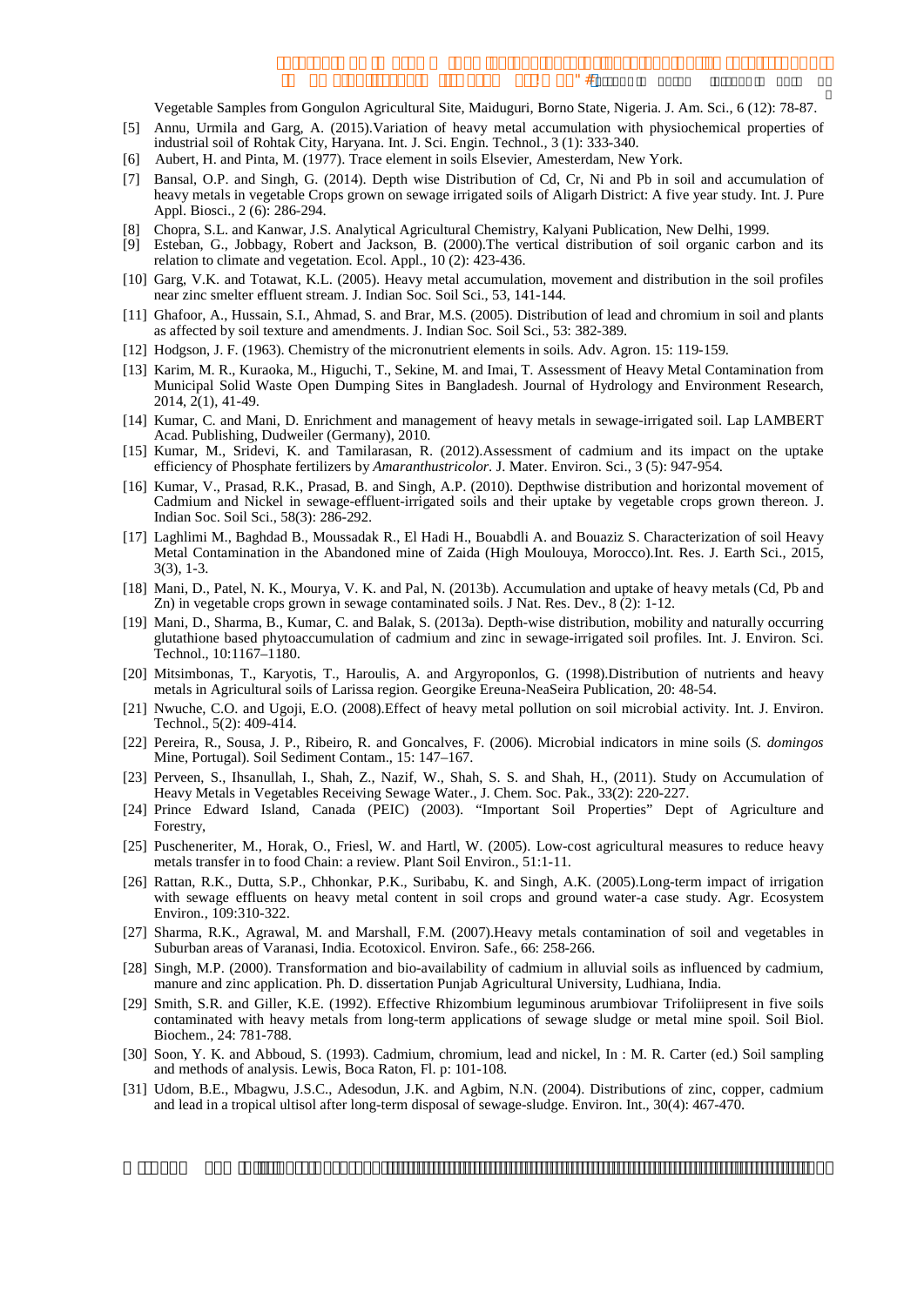Vegetable Samples from Gongulon Agricultural Site, Maiduguri, Borno State, Nigeria. J. Am. Sci., 6 (12): 78-87.

[5] Annu, Urmila and Garg, A. (2015).Variation of heavy metal accumulation with physiochemical properties of industrial soil of Rohtak City, Haryana. Int. J. Sci. Engin. Technol., 3 (1): 333-340.

[6] Aubert, H. and Pinta, M. (1977). Trace element in soils Elsevier, Amesterdam, New York.

[7] Bansal, O.P. and Singh, G. (2014). Depth wise Distribution of Cd, Cr, Ni and Pb in soil and accumulation of heavy metals in vegetable Crops grown on sewage irrigated soils of Aligarh District: A five year study. Int. J. Pure Appl. Biosci., 2 (6): 286-294.

[8] Chopra, S.L. and Kanwar, J.S. Analytical Agricultural Chemistry, Kalyani Publication, New Delhi, 1999.

[9] Esteban, G., Jobbagy, Robert and Jackson, B. (2000).The vertical distribution of soil organic carbon and its relation to climate and vegetation. Ecol. Appl., 10 (2): 423-436.

[10] Garg, V.K. and Totawat, K.L. (2005). Heavy metal accumulation, movement and distribution in the soil profiles near zinc smelter effluent stream. J. Indian Soc. Soil Sci., 53, 141-144.

[11] Ghafoor, A., Hussain, S.I., Ahmad, S. and Brar, M.S. (2005). Distribution of lead and chromium in soil and plants as affected by soil texture and amendments. J. Indian Soc. Soil Sci., 53: 382-389.

[12] Hodgson, J. F. (1963). Chemistry of the micronutrient elements in soils. Adv. Agron. 15: 119-159.

[13] Karim, M. R., Kuraoka, M., Higuchi, T., Sekine, M. and Imai, T. Assessment of Heavy Metal Contamination from Municipal Solid Waste Open Dumping Sites in Bangladesh. Journal of Hydrology and Environment Research, 2014, 2(1), 41-49.

[14] Kumar, C. and Mani, D. Enrichment and management of heavy metals in sewage-irrigated soil. Lap LAMBERT Acad. Publishing, Dudweiler (Germany), 2010.

[15] Kumar, M., Sridevi, K. and Tamilarasan, R. (2012).Assessment of cadmium and its impact on the uptake efficiency of Phosphate fertilizers by *Amaranthustricolor*. J. Mater. Environ. Sci., 3 (5): 947-954.

[16] Kumar, V., Prasad, R.K., Prasad, B. and Singh, A.P. (2010). Depthwise distribution and horizontal movement of Cadmium and Nickel in sewage-effluent-irrigated soils and their uptake by vegetable crops grown thereon. J. Indian Soc. Soil Sci., 58(3): 286-292.

[17] Laghlimi M., Baghdad B., Moussadak R., El Hadi H., Bouabdli A. and Bouaziz S. Characterization of soil Heavy Metal Contamination in the Abandoned mine of Zaida (High Moulouya, Morocco).Int. Res. J. Earth Sci., 2015, 3(3), 1-3.

[18] Mani, D., Patel, N. K., Mourya, V. K. and Pal, N. (2013b). Accumulation and uptake of heavy metals (Cd, Pb and Zn) in vegetable crops grown in sewage contaminated soils. J Nat. Res. Dev., 8 (2): 1-12.

[19] Mani, D., Sharma, B., Kumar, C. and Balak, S. (2013a). Depth-wise distribution, mobility and naturally occurring glutathione based phytoaccumulation of cadmium and zinc in sewage-irrigated soil profiles. Int. J. Environ. Sci. Technol., 10:1167–1180.

[20] Mitsimbonas, T., Karyotis, T., Haroulis, A. and Argyroponlos, G. (1998).Distribution of nutrients and heavy metals in Agricultural soils of Larissa region. Georgike Ereuna-NeaSeira Publication, 20: 48-54.

[21] Nwuche, C.O. and Ugoji, E.O. (2008).Effect of heavy metal pollution on soil microbial activity. Int. J. Environ. Technol., 5(2): 409-414.

[22] Pereira, R., Sousa, J. P., Ribeiro, R. and Goncalves, F. (2006). Microbial indicators in mine soils (*S. domingos* Mine, Portugal). Soil Sediment Contam., 15: 147–167.

[23] Perveen, S., Ihsanullah, I., Shah, Z., Nazif, W., Shah, S. S. and Shah, H., (2011). Study on Accumulation of Heavy Metals in Vegetables Receiving Sewage Water., J. Chem. Soc. Pak., 33(2): 220-227.

[24] Prince Edward Island, Canada (PEIC) (2003). "Important Soil Properties" Dept of Agriculture and Forestry,

[25] Puscheneriter, M., Horak, O., Friesl, W. and Hartl, W. (2005). Low-cost agricultural measures to reduce heavy metals transfer in to food Chain: a review. Plant Soil Environ., 51:1-11.

[26] Rattan, R.K., Dutta, S.P., Chhonkar, P.K., Suribabu, K. and Singh, A.K. (2005).Long-term impact of irrigation with sewage effluents on heavy metal content in soil crops and ground water-a case study. Agr. Ecosystem Environ., 109:310-322.

[27] Sharma, R.K., Agrawal, M. and Marshall, F.M. (2007).Heavy metals contamination of soil and vegetables in Suburban areas of Varanasi, India. Ecotoxicol. Environ. Safe., 66: 258-266.

[28] Singh, M.P. (2000). Transformation and bio-availability of cadmium in alluvial soils as influenced by cadmium, manure and zinc application. Ph. D. dissertation Punjab Agricultural University, Ludhiana, India.

[29] Smith, S.R. and Giller, K.E. (1992). Effective Rhizombium leguminous arumbiovar Trifoliipresent in five soils contaminated with heavy metals from long-term applications of sewage sludge or metal mine spoil. Soil Biol. Biochem., 24: 781-788.

[30] Soon, Y. K. and Abboud, S. (1993). Cadmium, chromium, lead and nickel, In : M. R. Carter (ed.) Soil sampling and methods of analysis. Lewis, Boca Raton, Fl. p: 101-108.

[31] Udom, B.E., Mbagwu, J.S.C., Adesodun, J.K. and Agbim, N.N. (2004). Distributions of zinc, copper, cadmium and lead in a tropical ultisol after long-term disposal of sewage-sludge. Environ. Int., 30(4): 467-470.